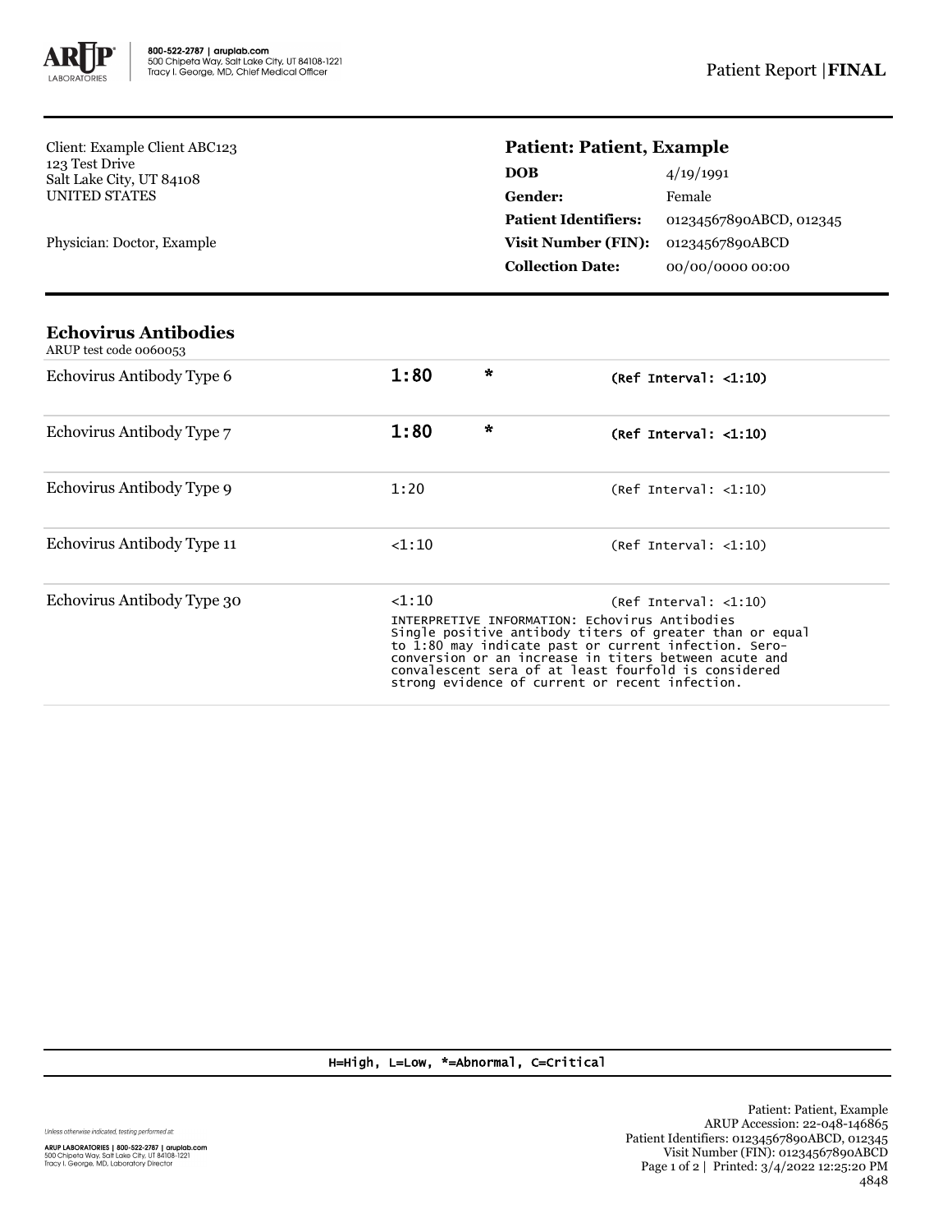Client: Example Client ABC123
123 Test Drive
Salt Lake City, UT 84108
UNITED STATES

Physician: Doctor, Example

## Patient: Patient, Example

| | |
|---|---|
| **DOB** | 4/19/1991 |
| **Gender:** | Female |
| **Patient Identifiers:** | 01234567890ABCD, 012345 |
| **Visit Number (FIN):** | 01234567890ABCD |
| **Collection Date:** | 00/00/0000 00:00 |

### Echovirus Antibodies

ARUP test code 0060053

| Test | Result | Flag | Reference Interval |
|---|---|---|---|
| Echovirus Antibody Type 6 | **1:80** | * | (Ref Interval: <1:10) |
| Echovirus Antibody Type 7 | **1:80** | * | (Ref Interval: <1:10) |
| Echovirus Antibody Type 9 | 1:20 | | (Ref Interval: <1:10) |
| Echovirus Antibody Type 11 | <1:10 | | (Ref Interval: <1:10) |
| Echovirus Antibody Type 30 | <1:10 | | (Ref Interval: <1:10) |

INTERPRETIVE INFORMATION: Echovirus Antibodies
Single positive antibody titers of greater than or equal to 1:80 may indicate past or current infection. Sero-conversion or an increase in titers between acute and convalescent sera of at least fourfold is considered strong evidence of current or recent infection.

H=High, L=Low, *=Abnormal, C=Critical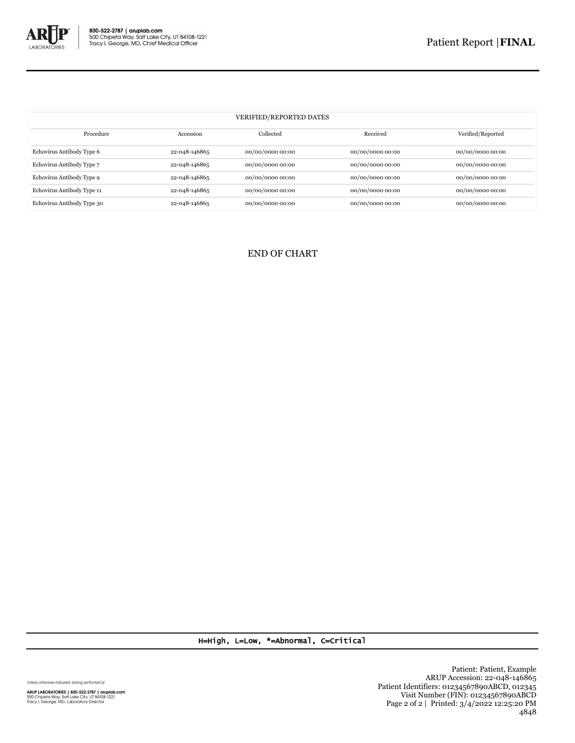| VERIFIED/REPORTED DATES | | | | |
|---|---|---|---|---|
| Procedure | Accession | Collected | Received | Verified/Reported |
| Echovirus Antibody Type 6 | 22-048-146865 | 00/00/0000 00:00 | 00/00/0000 00:00 | 00/00/0000 00:00 |
| Echovirus Antibody Type 7 | 22-048-146865 | 00/00/0000 00:00 | 00/00/0000 00:00 | 00/00/0000 00:00 |
| Echovirus Antibody Type 9 | 22-048-146865 | 00/00/0000 00:00 | 00/00/0000 00:00 | 00/00/0000 00:00 |
| Echovirus Antibody Type 11 | 22-048-146865 | 00/00/0000 00:00 | 00/00/0000 00:00 | 00/00/0000 00:00 |
| Echovirus Antibody Type 30 | 22-048-146865 | 00/00/0000 00:00 | 00/00/0000 00:00 | 00/00/0000 00:00 |

END OF CHART

H=High, L=Low, *=Abnormal, C=Critical